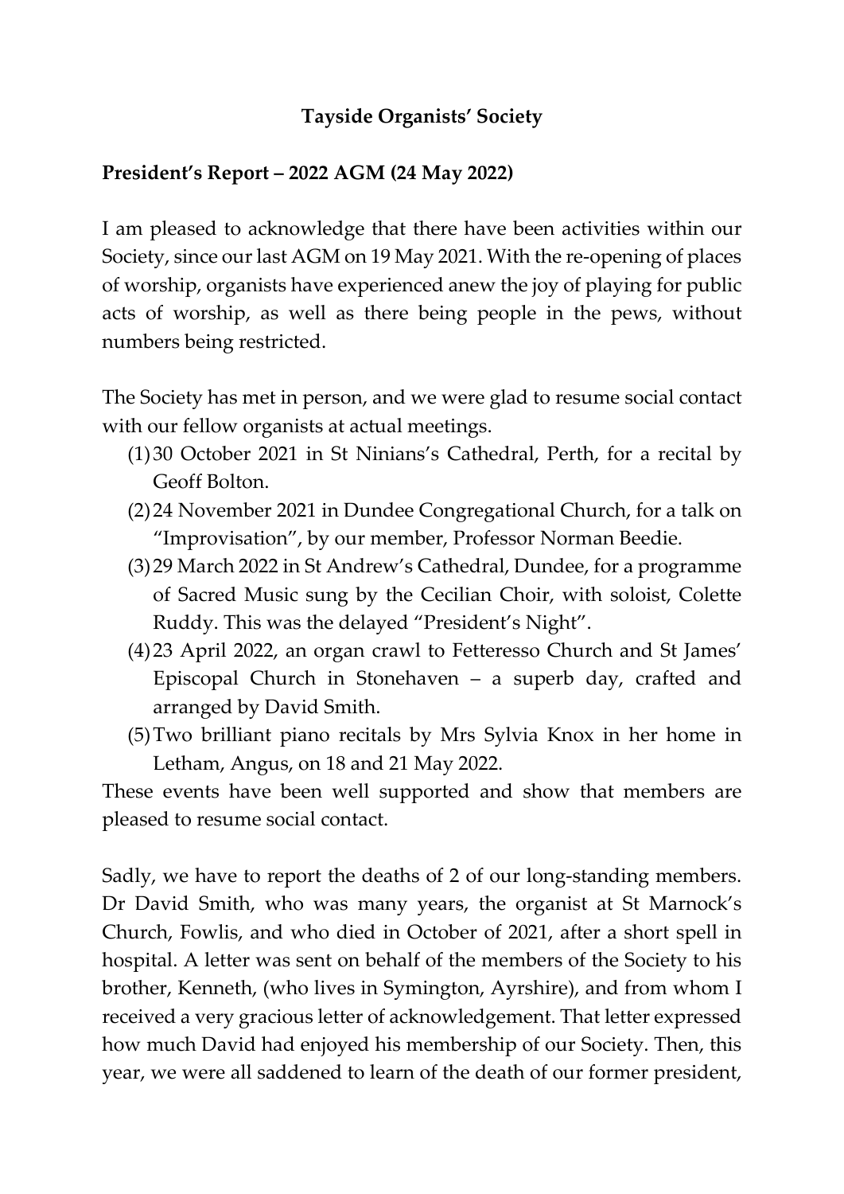# Tayside Organists' Society

## President's Report – 2022 AGM (24 May 2022)

I am pleased to acknowledge that there have been activities within our Society, since our last AGM on 19 May 2021. With the re-opening of places of worship, organists have experienced anew the joy of playing for public acts of worship, as well as there being people in the pews, without numbers being restricted.

The Society has met in person, and we were glad to resume social contact with our fellow organists at actual meetings.

(1) 30 October 2021 in St Ninians's Cathedral, Perth, for a recital by Geoff Bolton.

(2) 24 November 2021 in Dundee Congregational Church, for a talk on "Improvisation", by our member, Professor Norman Beedie.

(3) 29 March 2022 in St Andrew's Cathedral, Dundee, for a programme of Sacred Music sung by the Cecilian Choir, with soloist, Colette Ruddy. This was the delayed "President's Night".

(4) 23 April 2022, an organ crawl to Fetteresso Church and St James' Episcopal Church in Stonehaven – a superb day, crafted and arranged by David Smith.

(5) Two brilliant piano recitals by Mrs Sylvia Knox in her home in Letham, Angus, on 18 and 21 May 2022.

These events have been well supported and show that members are pleased to resume social contact.

Sadly, we have to report the deaths of 2 of our long-standing members. Dr David Smith, who was many years, the organist at St Marnock's Church, Fowlis, and who died in October of 2021, after a short spell in hospital. A letter was sent on behalf of the members of the Society to his brother, Kenneth, (who lives in Symington, Ayrshire), and from whom I received a very gracious letter of acknowledgement. That letter expressed how much David had enjoyed his membership of our Society. Then, this year, we were all saddened to learn of the death of our former president,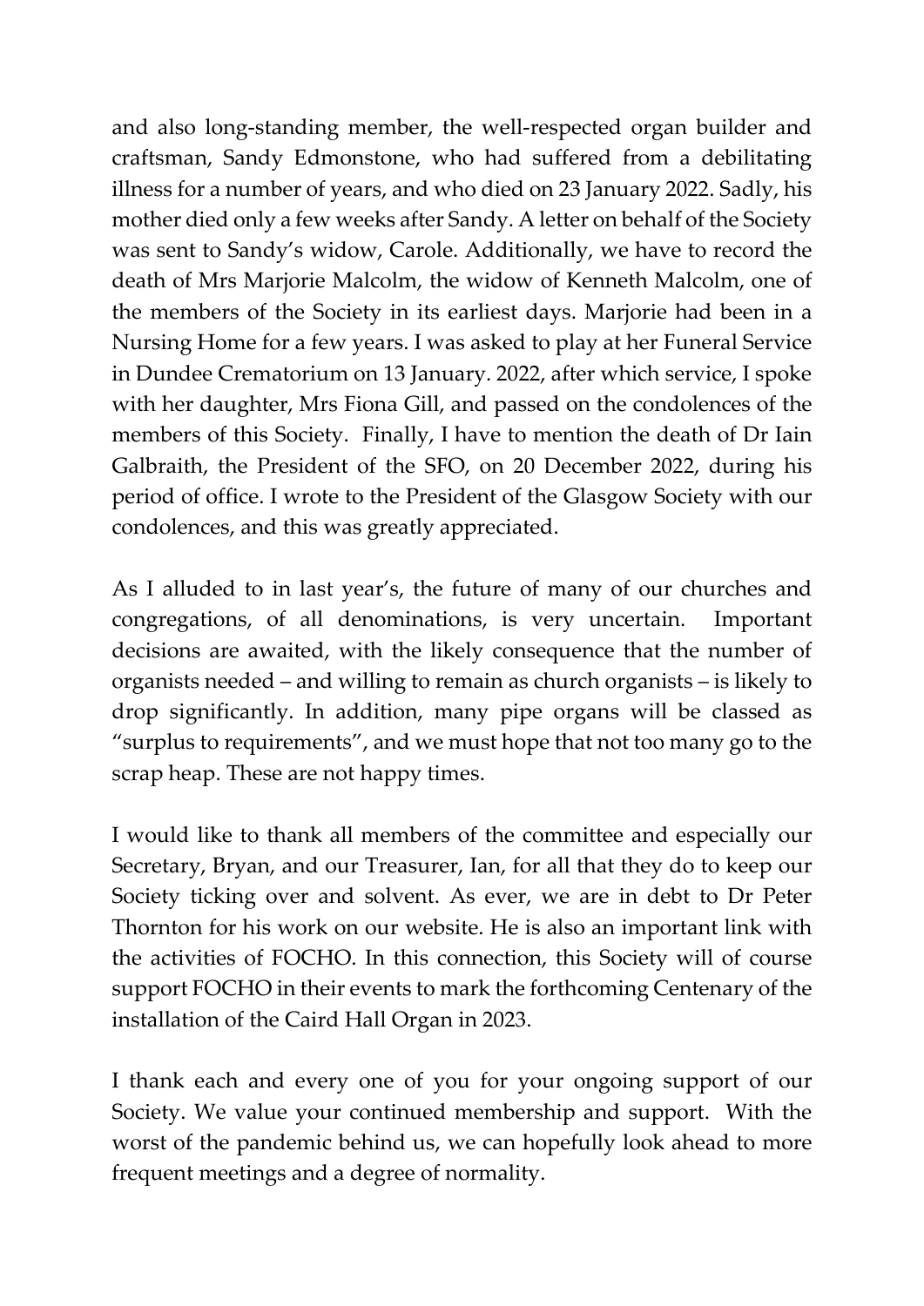and also long-standing member, the well-respected organ builder and craftsman, Sandy Edmonstone, who had suffered from a debilitating illness for a number of years, and who died on 23 January 2022. Sadly, his mother died only a few weeks after Sandy. A letter on behalf of the Society was sent to Sandy's widow, Carole. Additionally, we have to record the death of Mrs Marjorie Malcolm, the widow of Kenneth Malcolm, one of the members of the Society in its earliest days. Marjorie had been in a Nursing Home for a few years. I was asked to play at her Funeral Service in Dundee Crematorium on 13 January. 2022, after which service, I spoke with her daughter, Mrs Fiona Gill, and passed on the condolences of the members of this Society. Finally, I have to mention the death of Dr Iain Galbraith, the President of the SFO, on 20 December 2022, during his period of office. I wrote to the President of the Glasgow Society with our condolences, and this was greatly appreciated.

As I alluded to in last year's, the future of many of our churches and congregations, of all denominations, is very uncertain. Important decisions are awaited, with the likely consequence that the number of organists needed – and willing to remain as church organists – is likely to drop significantly. In addition, many pipe organs will be classed as "surplus to requirements", and we must hope that not too many go to the scrap heap. These are not happy times.

I would like to thank all members of the committee and especially our Secretary, Bryan, and our Treasurer, Ian, for all that they do to keep our Society ticking over and solvent. As ever, we are in debt to Dr Peter Thornton for his work on our website. He is also an important link with the activities of FOCHO. In this connection, this Society will of course support FOCHO in their events to mark the forthcoming Centenary of the installation of the Caird Hall Organ in 2023.

I thank each and every one of you for your ongoing support of our Society. We value your continued membership and support. With the worst of the pandemic behind us, we can hopefully look ahead to more frequent meetings and a degree of normality.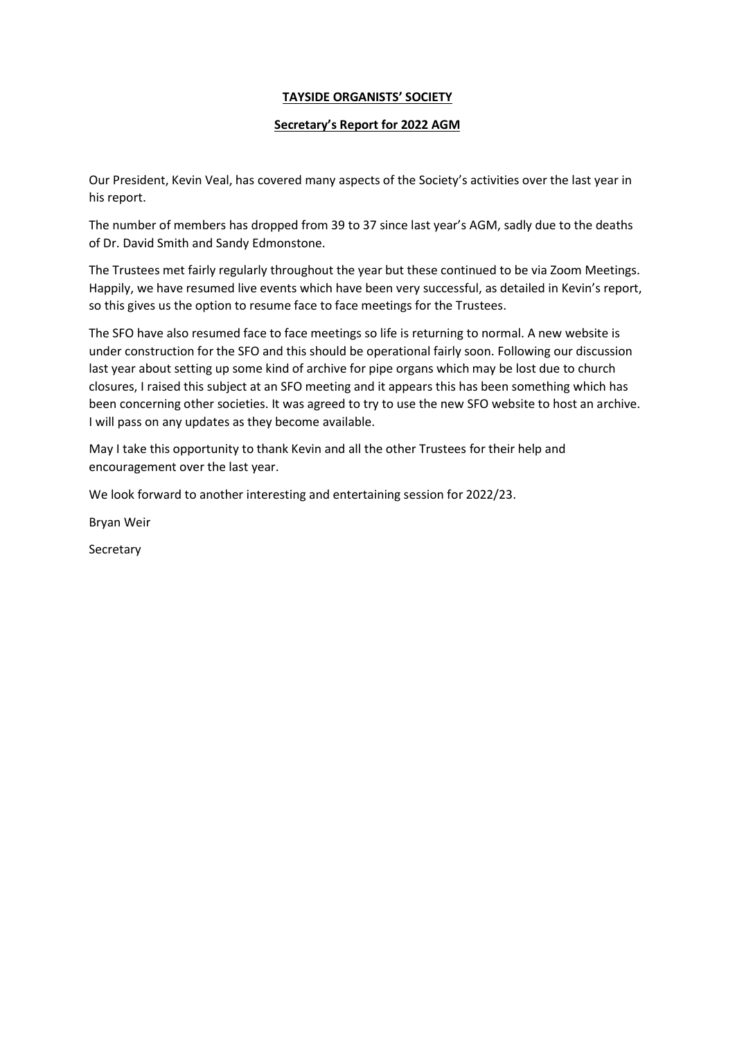**TAYSIDE ORGANISTS' SOCIETY**

**Secretary's Report for 2022 AGM**

Our President, Kevin Veal, has covered many aspects of the Society's activities over the last year in his report.

The number of members has dropped from 39 to 37 since last year's AGM, sadly due to the deaths of Dr. David Smith and Sandy Edmonstone.

The Trustees met fairly regularly throughout the year but these continued to be via Zoom Meetings. Happily, we have resumed live events which have been very successful, as detailed in Kevin's report, so this gives us the option to resume face to face meetings for the Trustees.

The SFO have also resumed face to face meetings so life is returning to normal. A new website is under construction for the SFO and this should be operational fairly soon. Following our discussion last year about setting up some kind of archive for pipe organs which may be lost due to church closures, I raised this subject at an SFO meeting and it appears this has been something which has been concerning other societies. It was agreed to try to use the new SFO website to host an archive. I will pass on any updates as they become available.

May I take this opportunity to thank Kevin and all the other Trustees for their help and encouragement over the last year.

We look forward to another interesting and entertaining session for 2022/23.

Bryan Weir

Secretary